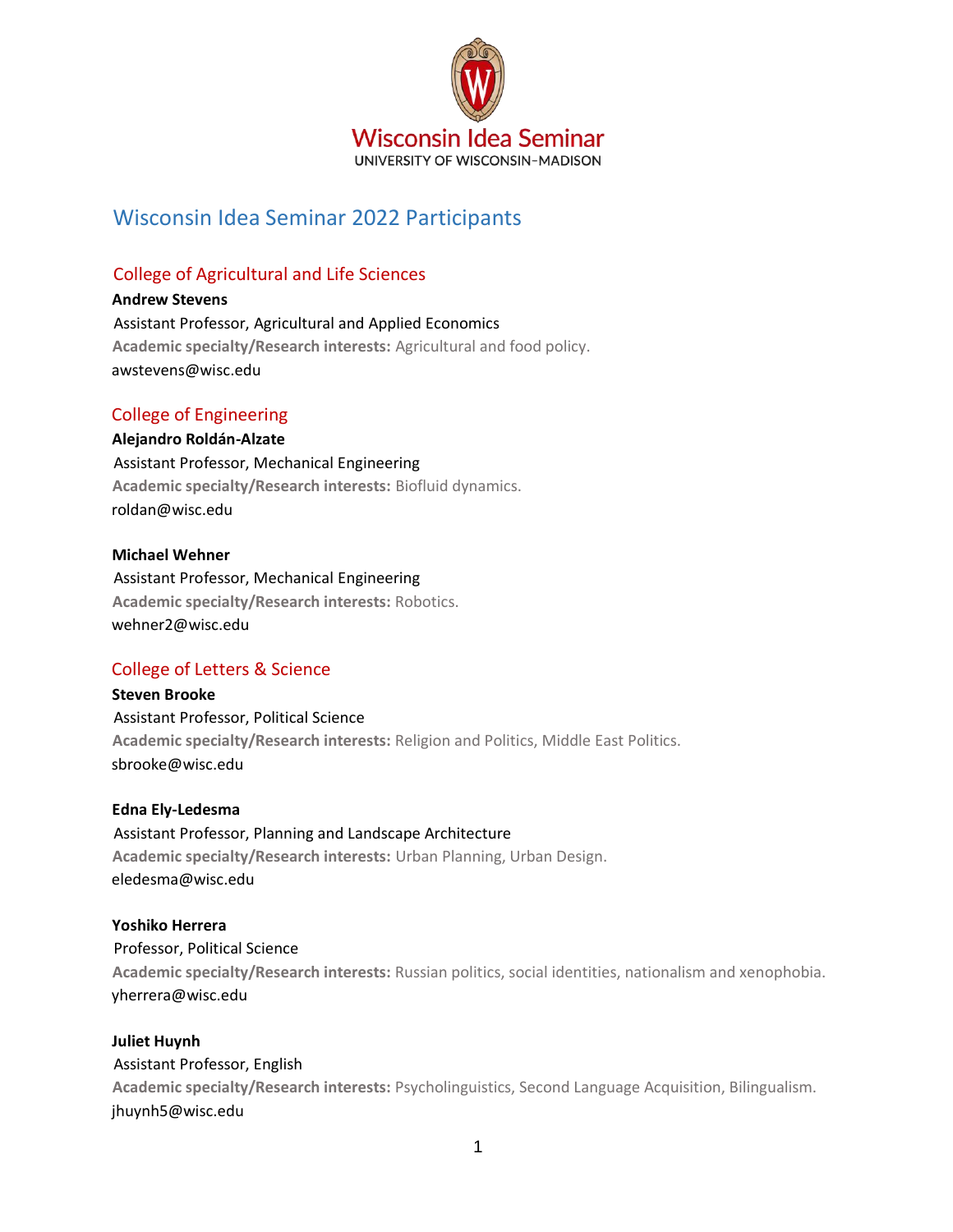Wisconsin Idea Seminar
UNIVERSITY OF WISCONSIN–MADISON

# Wisconsin Idea Seminar 2022 Participants

## College of Agricultural and Life Sciences

**Andrew Stevens**
Assistant Professor, Agricultural and Applied Economics
**Academic specialty/Research interests:** Agricultural and food policy.
awstevens@wisc.edu

## College of Engineering

**Alejandro Roldán-Alzate**
Assistant Professor, Mechanical Engineering
**Academic specialty/Research interests:** Biofluid dynamics.
roldan@wisc.edu

**Michael Wehner**
Assistant Professor, Mechanical Engineering
**Academic specialty/Research interests:** Robotics.
wehner2@wisc.edu

## College of Letters & Science

**Steven Brooke**
Assistant Professor, Political Science
**Academic specialty/Research interests:** Religion and Politics, Middle East Politics.
sbrooke@wisc.edu

**Edna Ely-Ledesma**
Assistant Professor, Planning and Landscape Architecture
**Academic specialty/Research interests:** Urban Planning, Urban Design.
eledesma@wisc.edu

**Yoshiko Herrera**
Professor, Political Science
**Academic specialty/Research interests:** Russian politics, social identities, nationalism and xenophobia.
yherrera@wisc.edu

**Juliet Huynh**
Assistant Professor, English
**Academic specialty/Research interests:** Psycholinguistics, Second Language Acquisition, Bilingualism.
jhuynh5@wisc.edu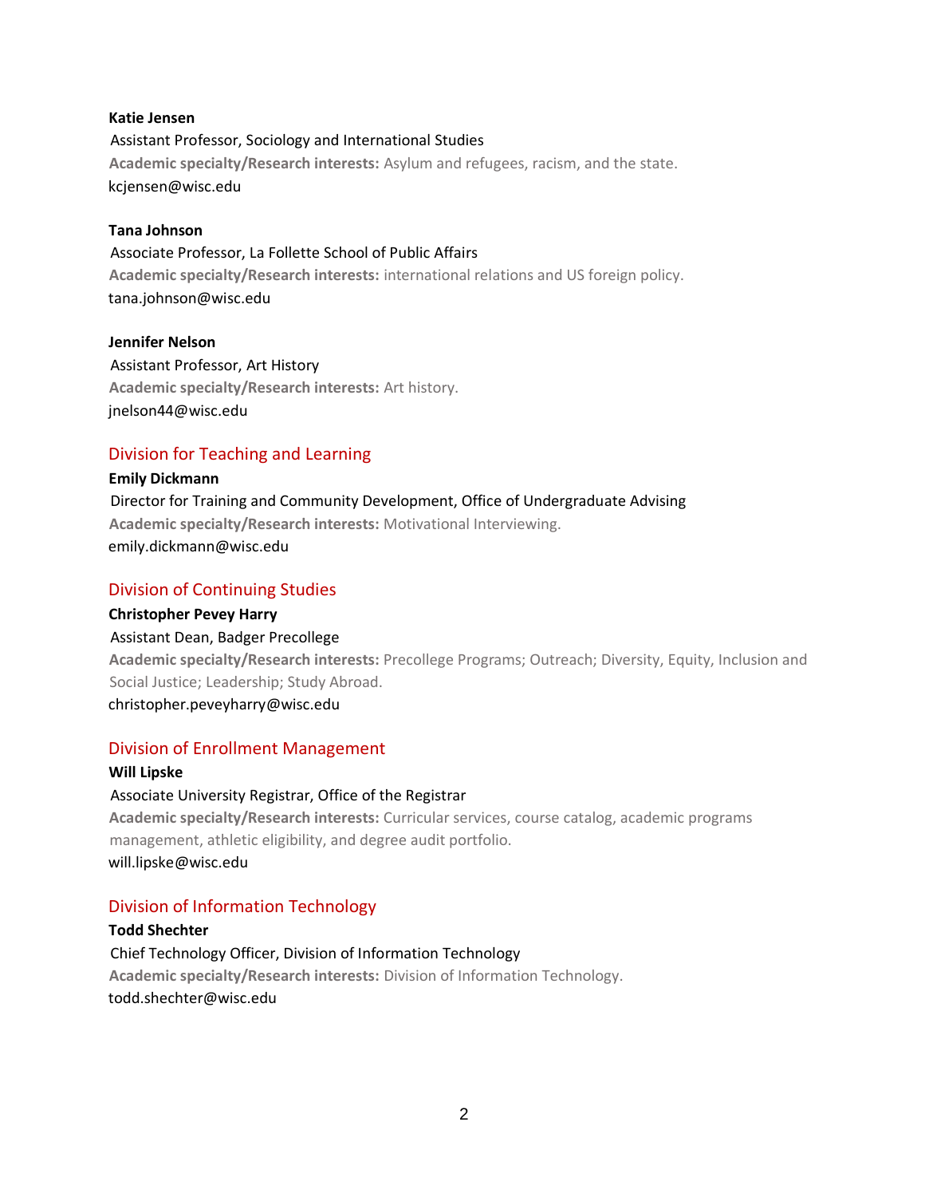**Katie Jensen**
Assistant Professor, Sociology and International Studies
**Academic specialty/Research interests:** Asylum and refugees, racism, and the state.
kcjensen@wisc.edu

**Tana Johnson**
Associate Professor, La Follette School of Public Affairs
**Academic specialty/Research interests:** international relations and US foreign policy.
tana.johnson@wisc.edu

**Jennifer Nelson**
Assistant Professor, Art History
**Academic specialty/Research interests:** Art history.
jnelson44@wisc.edu

## Division for Teaching and Learning

**Emily Dickmann**
Director for Training and Community Development, Office of Undergraduate Advising
**Academic specialty/Research interests:** Motivational Interviewing.
emily.dickmann@wisc.edu

## Division of Continuing Studies

**Christopher Pevey Harry**
Assistant Dean, Badger Precollege
**Academic specialty/Research interests:** Precollege Programs; Outreach; Diversity, Equity, Inclusion and Social Justice; Leadership; Study Abroad.
christopher.peveyharry@wisc.edu

## Division of Enrollment Management

**Will Lipske**
Associate University Registrar, Office of the Registrar
**Academic specialty/Research interests:** Curricular services, course catalog, academic programs management, athletic eligibility, and degree audit portfolio.
will.lipske@wisc.edu

## Division of Information Technology

**Todd Shechter**
Chief Technology Officer, Division of Information Technology
**Academic specialty/Research interests:** Division of Information Technology.
todd.shechter@wisc.edu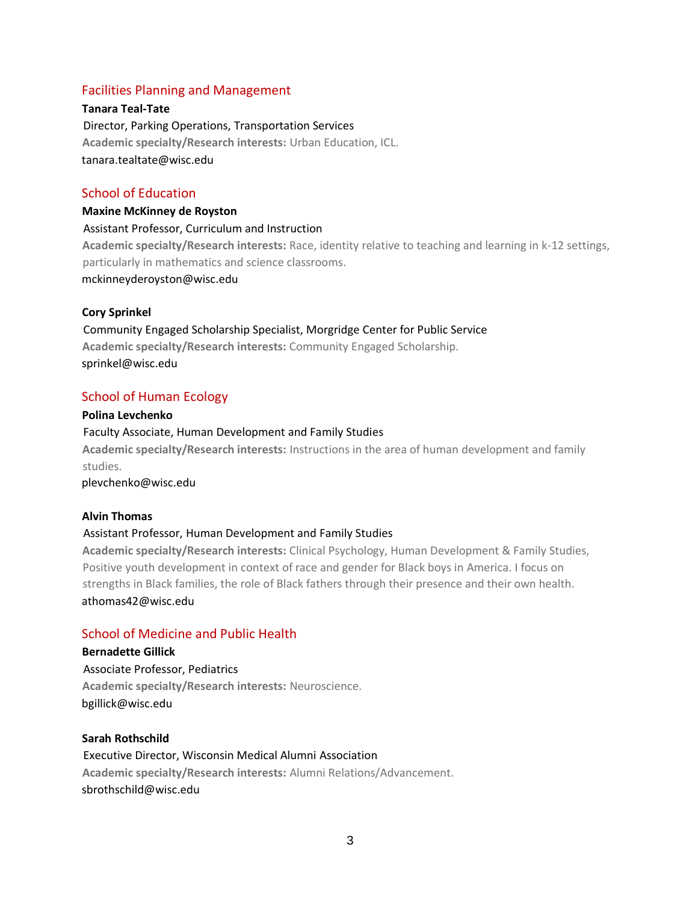## Facilities Planning and Management

**Tanara Teal-Tate**
Director, Parking Operations, Transportation Services
**Academic specialty/Research interests:** Urban Education, ICL.
tanara.tealtate@wisc.edu

## School of Education

**Maxine McKinney de Royston**
Assistant Professor, Curriculum and Instruction
**Academic specialty/Research interests:** Race, identity relative to teaching and learning in k-12 settings, particularly in mathematics and science classrooms.
mckinneyderoyston@wisc.edu

**Cory Sprinkel**
Community Engaged Scholarship Specialist, Morgridge Center for Public Service
**Academic specialty/Research interests:** Community Engaged Scholarship.
sprinkel@wisc.edu

## School of Human Ecology

**Polina Levchenko**
Faculty Associate, Human Development and Family Studies
**Academic specialty/Research interests:** Instructions in the area of human development and family studies.
plevchenko@wisc.edu

**Alvin Thomas**
Assistant Professor, Human Development and Family Studies
**Academic specialty/Research interests:** Clinical Psychology, Human Development & Family Studies, Positive youth development in context of race and gender for Black boys in America. I focus on strengths in Black families, the role of Black fathers through their presence and their own health.
athomas42@wisc.edu

## School of Medicine and Public Health

**Bernadette Gillick**
Associate Professor, Pediatrics
**Academic specialty/Research interests:** Neuroscience.
bgillick@wisc.edu

**Sarah Rothschild**
Executive Director, Wisconsin Medical Alumni Association
**Academic specialty/Research interests:** Alumni Relations/Advancement.
sbrothschild@wisc.edu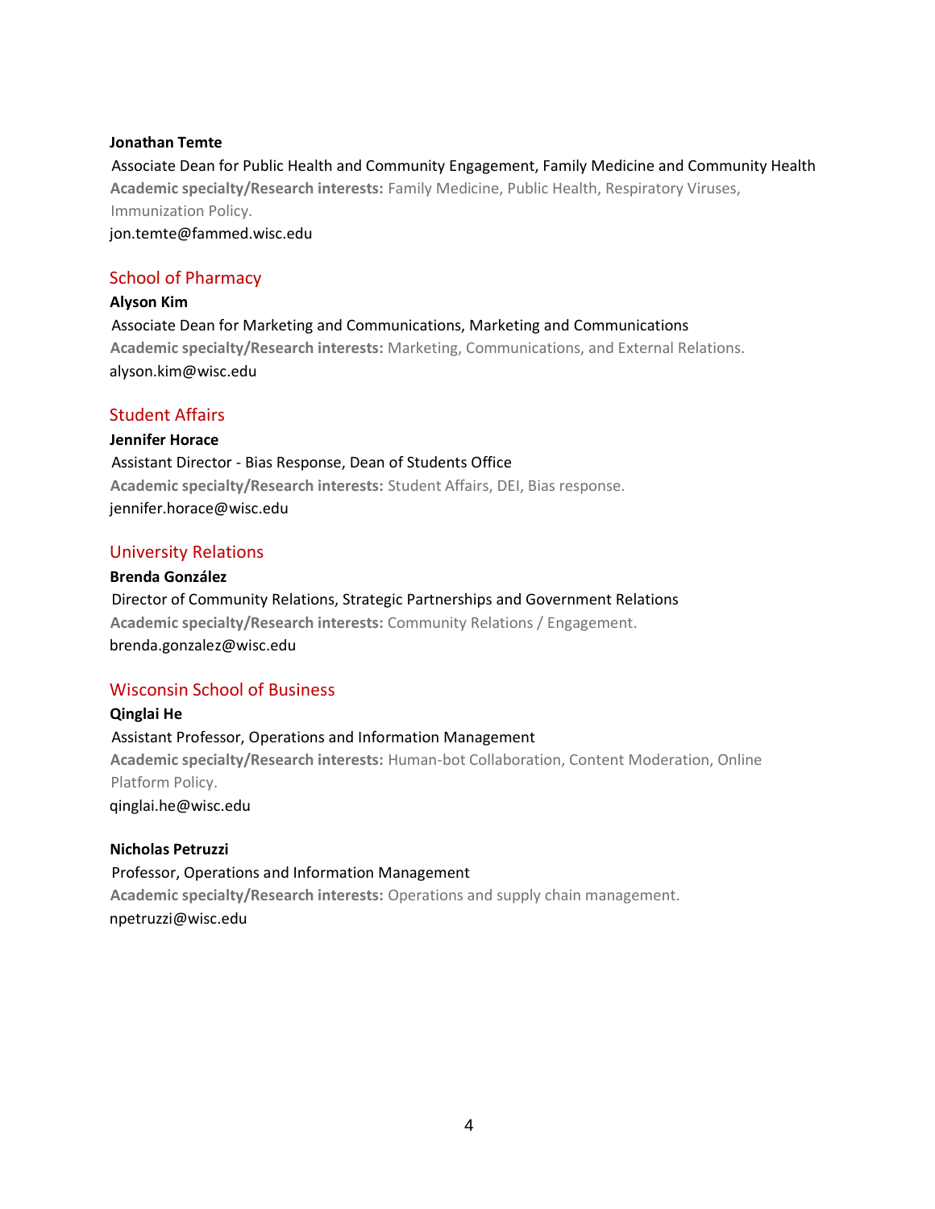**Jonathan Temte**

Associate Dean for Public Health and Community Engagement, Family Medicine and Community Health

**Academic specialty/Research interests:** Family Medicine, Public Health, Respiratory Viruses, Immunization Policy.

jon.temte@fammed.wisc.edu

## School of Pharmacy

**Alyson Kim**

Associate Dean for Marketing and Communications, Marketing and Communications

**Academic specialty/Research interests:** Marketing, Communications, and External Relations.

alyson.kim@wisc.edu

## Student Affairs

**Jennifer Horace**

Assistant Director - Bias Response, Dean of Students Office

**Academic specialty/Research interests:** Student Affairs, DEI, Bias response.

jennifer.horace@wisc.edu

## University Relations

**Brenda González**

Director of Community Relations, Strategic Partnerships and Government Relations

**Academic specialty/Research interests:** Community Relations / Engagement.

brenda.gonzalez@wisc.edu

## Wisconsin School of Business

**Qinglai He**

Assistant Professor, Operations and Information Management

**Academic specialty/Research interests:** Human-bot Collaboration, Content Moderation, Online Platform Policy.

qinglai.he@wisc.edu

**Nicholas Petruzzi**

Professor, Operations and Information Management

**Academic specialty/Research interests:** Operations and supply chain management.

npetruzzi@wisc.edu